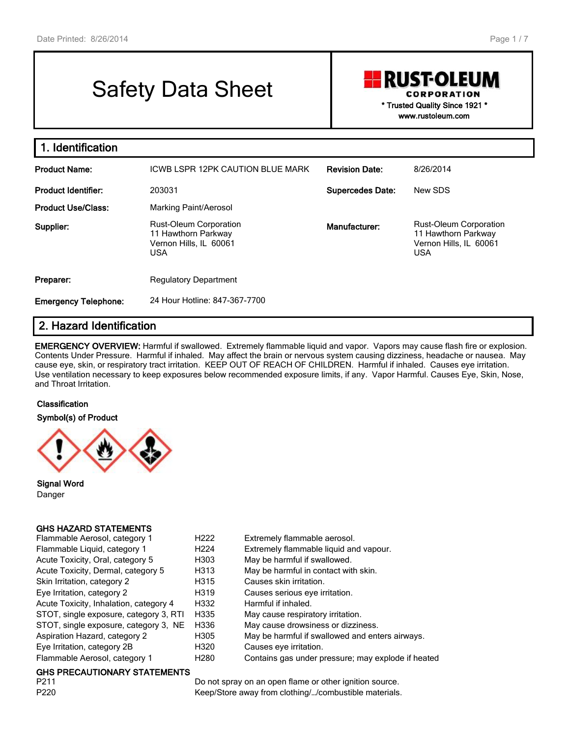Date Printed: 8/26/2014

# Safety Data Sheet

**RUST-OLEUM CORPORATION**
* Trusted Quality Since 1921 *
www.rustoleum.com

## 1. Identification

| | | | |
|---|---|---|---|
| **Product Name:** | ICWB LSPR 12PK CAUTION BLUE MARK | **Revision Date:** | 8/26/2014 |
| **Product Identifier:** | 203031 | **Supercedes Date:** | New SDS |
| **Product Use/Class:** | Marking Paint/Aerosol | | |
| **Supplier:** | Rust-Oleum Corporation<br>11 Hawthorn Parkway<br>Vernon Hills, IL 60061<br>USA | **Manufacturer:** | Rust-Oleum Corporation<br>11 Hawthorn Parkway<br>Vernon Hills, IL 60061<br>USA |
| **Preparer:** | Regulatory Department | | |
| **Emergency Telephone:** | 24 Hour Hotline: 847-367-7700 | | |

## 2. Hazard Identification

**EMERGENCY OVERVIEW:** Harmful if swallowed. Extremely flammable liquid and vapor. Vapors may cause flash fire or explosion. Contents Under Pressure. Harmful if inhaled. May affect the brain or nervous system causing dizziness, headache or nausea. May cause eye, skin, or respiratory tract irritation. KEEP OUT OF REACH OF CHILDREN. Harmful if inhaled. Causes eye irritation. Use ventilation necessary to keep exposures below recommended exposure limits, if any. Vapor Harmful. Causes Eye, Skin, Nose, and Throat Irritation.

**Classification**

**Symbol(s) of Product**

**Signal Word**

Danger

**GHS HAZARD STATEMENTS**

| | | |
|---|---|---|
| Flammable Aerosol, category 1 | H222 | Extremely flammable aerosol. |
| Flammable Liquid, category 1 | H224 | Extremely flammable liquid and vapour. |
| Acute Toxicity, Oral, category 5 | H303 | May be harmful if swallowed. |
| Acute Toxicity, Dermal, category 5 | H313 | May be harmful in contact with skin. |
| Skin Irritation, category 2 | H315 | Causes skin irritation. |
| Eye Irritation, category 2 | H319 | Causes serious eye irritation. |
| Acute Toxicity, Inhalation, category 4 | H332 | Harmful if inhaled. |
| STOT, single exposure, category 3, RTI | H335 | May cause respiratory irritation. |
| STOT, single exposure, category 3, NE | H336 | May cause drowsiness or dizziness. |
| Aspiration Hazard, category 2 | H305 | May be harmful if swallowed and enters airways. |
| Eye Irritation, category 2B | H320 | Causes eye irritation. |
| Flammable Aerosol, category 1 | H280 | Contains gas under pressure; may explode if heated |

**GHS PRECAUTIONARY STATEMENTS**

| | |
|---|---|
| P211 | Do not spray on an open flame or other ignition source. |
| P220 | Keep/Store away from clothing/…/combustible materials. |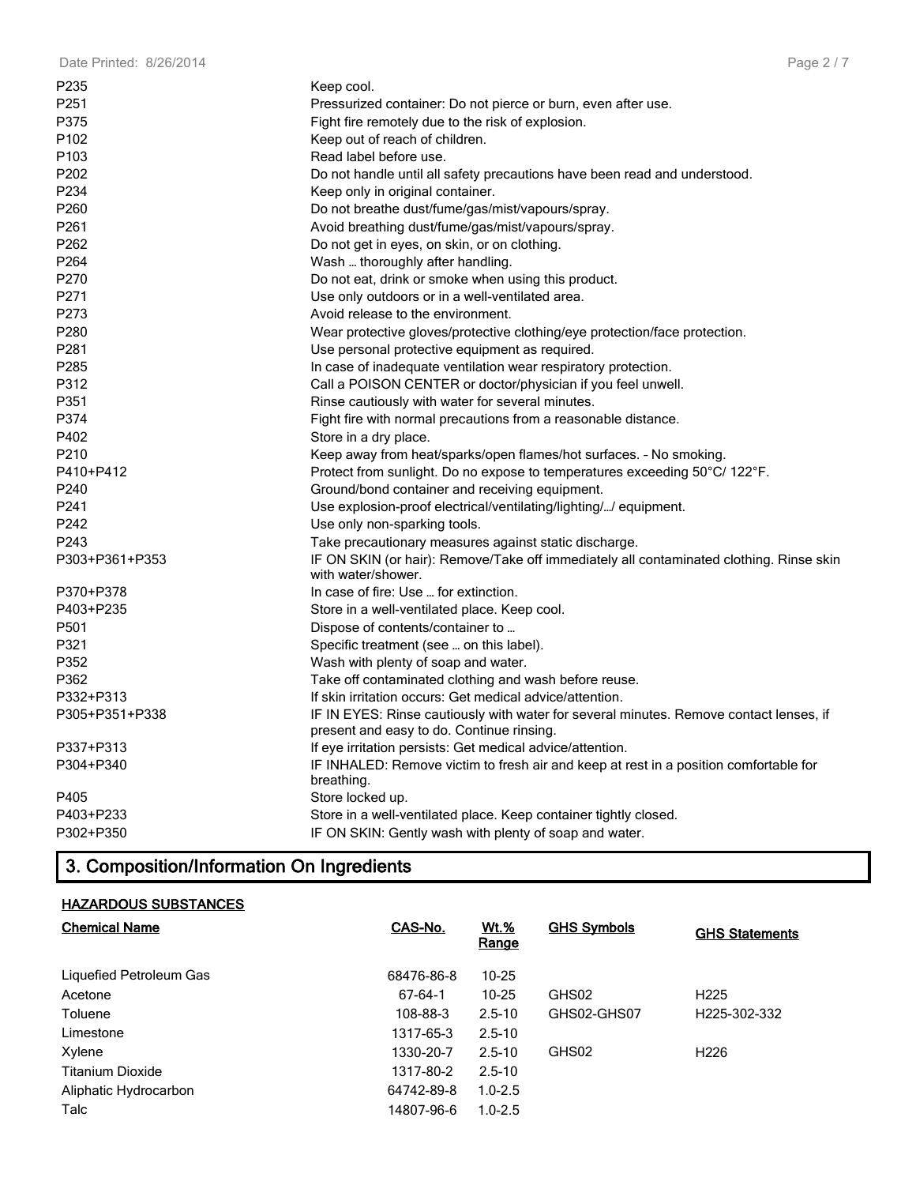| | |
|---|---|
| P235 | Keep cool. |
| P251 | Pressurized container: Do not pierce or burn, even after use. |
| P375 | Fight fire remotely due to the risk of explosion. |
| P102 | Keep out of reach of children. |
| P103 | Read label before use. |
| P202 | Do not handle until all safety precautions have been read and understood. |
| P234 | Keep only in original container. |
| P260 | Do not breathe dust/fume/gas/mist/vapours/spray. |
| P261 | Avoid breathing dust/fume/gas/mist/vapours/spray. |
| P262 | Do not get in eyes, on skin, or on clothing. |
| P264 | Wash … thoroughly after handling. |
| P270 | Do not eat, drink or smoke when using this product. |
| P271 | Use only outdoors or in a well-ventilated area. |
| P273 | Avoid release to the environment. |
| P280 | Wear protective gloves/protective clothing/eye protection/face protection. |
| P281 | Use personal protective equipment as required. |
| P285 | In case of inadequate ventilation wear respiratory protection. |
| P312 | Call a POISON CENTER or doctor/physician if you feel unwell. |
| P351 | Rinse cautiously with water for several minutes. |
| P374 | Fight fire with normal precautions from a reasonable distance. |
| P402 | Store in a dry place. |
| P210 | Keep away from heat/sparks/open flames/hot surfaces. – No smoking. |
| P410+P412 | Protect from sunlight. Do no expose to temperatures exceeding 50°C/ 122°F. |
| P240 | Ground/bond container and receiving equipment. |
| P241 | Use explosion-proof electrical/ventilating/lighting/…/ equipment. |
| P242 | Use only non-sparking tools. |
| P243 | Take precautionary measures against static discharge. |
| P303+P361+P353 | IF ON SKIN (or hair): Remove/Take off immediately all contaminated clothing. Rinse skin with water/shower. |
| P370+P378 | In case of fire: Use … for extinction. |
| P403+P235 | Store in a well-ventilated place. Keep cool. |
| P501 | Dispose of contents/container to … |
| P321 | Specific treatment (see … on this label). |
| P352 | Wash with plenty of soap and water. |
| P362 | Take off contaminated clothing and wash before reuse. |
| P332+P313 | If skin irritation occurs: Get medical advice/attention. |
| P305+P351+P338 | IF IN EYES: Rinse cautiously with water for several minutes. Remove contact lenses, if present and easy to do. Continue rinsing. |
| P337+P313 | If eye irritation persists: Get medical advice/attention. |
| P304+P340 | IF INHALED: Remove victim to fresh air and keep at rest in a position comfortable for breathing. |
| P405 | Store locked up. |
| P403+P233 | Store in a well-ventilated place. Keep container tightly closed. |
| P302+P350 | IF ON SKIN: Gently wash with plenty of soap and water. |

# 3. Composition/Information On Ingredients

**HAZARDOUS SUBSTANCES**

| Chemical Name | CAS-No. | Wt.% Range | GHS Symbols | GHS Statements |
|---|---|---|---|---|
| Liquefied Petroleum Gas | 68476-86-8 | 10-25 | | |
| Acetone | 67-64-1 | 10-25 | GHS02 | H225 |
| Toluene | 108-88-3 | 2.5-10 | GHS02-GHS07 | H225-302-332 |
| Limestone | 1317-65-3 | 2.5-10 | | |
| Xylene | 1330-20-7 | 2.5-10 | GHS02 | H226 |
| Titanium Dioxide | 1317-80-2 | 2.5-10 | | |
| Aliphatic Hydrocarbon | 64742-89-8 | 1.0-2.5 | | |
| Talc | 14807-96-6 | 1.0-2.5 | | |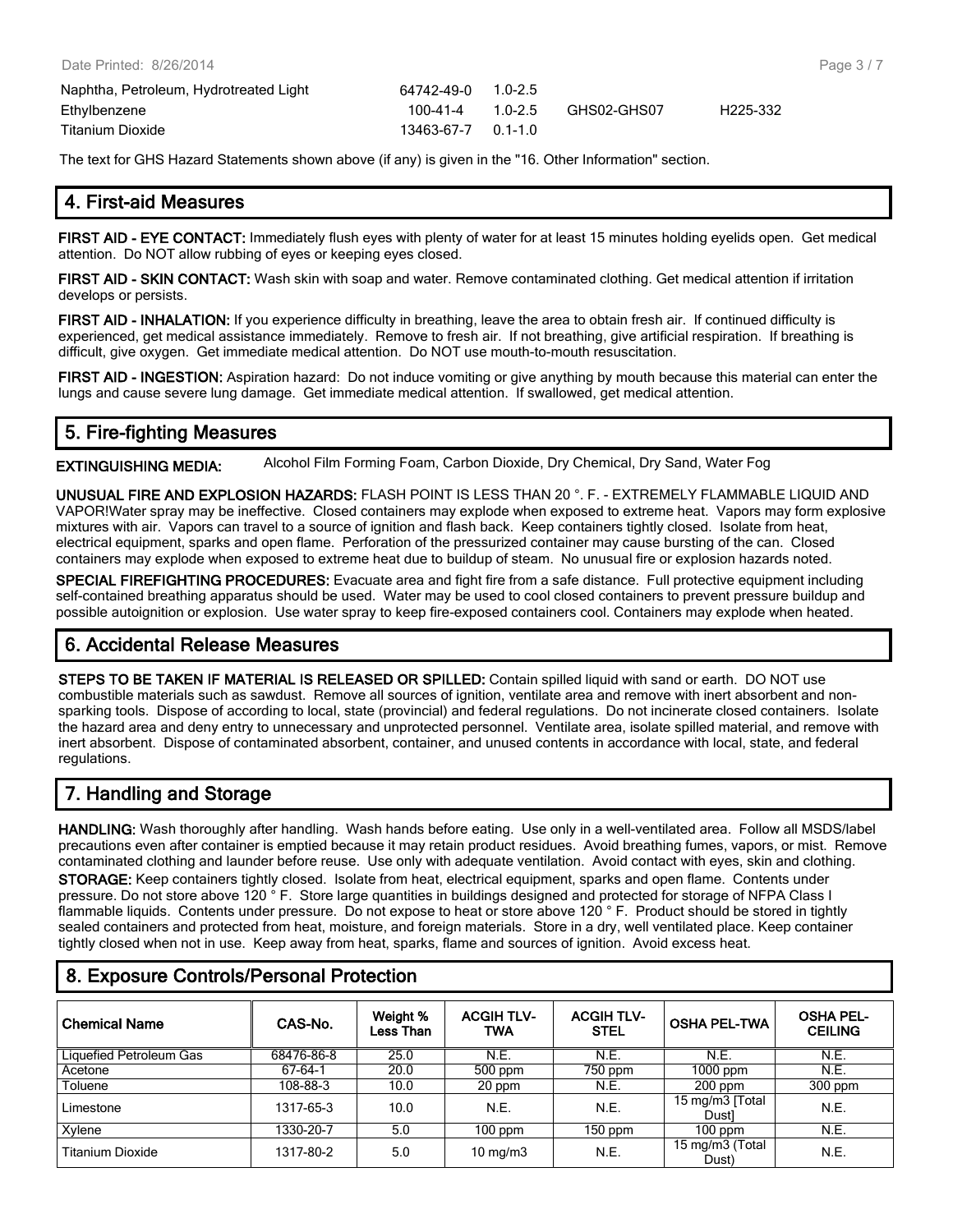| | | | | |
|---|---|---|---|---|
| Naphtha, Petroleum, Hydrotreated Light | 64742-49-0 | 1.0-2.5 | | |
| Ethylbenzene | 100-41-4 | 1.0-2.5 | GHS02-GHS07 | H225-332 |
| Titanium Dioxide | 13463-67-7 | 0.1-1.0 | | |

The text for GHS Hazard Statements shown above (if any) is given in the "16. Other Information" section.

## 4. First-aid Measures

**FIRST AID - EYE CONTACT:** Immediately flush eyes with plenty of water for at least 15 minutes holding eyelids open. Get medical attention. Do NOT allow rubbing of eyes or keeping eyes closed.

**FIRST AID - SKIN CONTACT:** Wash skin with soap and water. Remove contaminated clothing. Get medical attention if irritation develops or persists.

**FIRST AID - INHALATION:** If you experience difficulty in breathing, leave the area to obtain fresh air. If continued difficulty is experienced, get medical assistance immediately. Remove to fresh air. If not breathing, give artificial respiration. If breathing is difficult, give oxygen. Get immediate medical attention. Do NOT use mouth-to-mouth resuscitation.

**FIRST AID - INGESTION:** Aspiration hazard: Do not induce vomiting or give anything by mouth because this material can enter the lungs and cause severe lung damage. Get immediate medical attention. If swallowed, get medical attention.

## 5. Fire-fighting Measures

**EXTINGUISHING MEDIA:** Alcohol Film Forming Foam, Carbon Dioxide, Dry Chemical, Dry Sand, Water Fog

**UNUSUAL FIRE AND EXPLOSION HAZARDS:** FLASH POINT IS LESS THAN 20 °. F. - EXTREMELY FLAMMABLE LIQUID AND VAPOR!Water spray may be ineffective. Closed containers may explode when exposed to extreme heat. Vapors may form explosive mixtures with air. Vapors can travel to a source of ignition and flash back. Keep containers tightly closed. Isolate from heat, electrical equipment, sparks and open flame. Perforation of the pressurized container may cause bursting of the can. Closed containers may explode when exposed to extreme heat due to buildup of steam. No unusual fire or explosion hazards noted.

**SPECIAL FIREFIGHTING PROCEDURES:** Evacuate area and fight fire from a safe distance. Full protective equipment including self-contained breathing apparatus should be used. Water may be used to cool closed containers to prevent pressure buildup and possible autoignition or explosion. Use water spray to keep fire-exposed containers cool. Containers may explode when heated.

## 6. Accidental Release Measures

**STEPS TO BE TAKEN IF MATERIAL IS RELEASED OR SPILLED:** Contain spilled liquid with sand or earth. DO NOT use combustible materials such as sawdust. Remove all sources of ignition, ventilate area and remove with inert absorbent and non-sparking tools. Dispose of according to local, state (provincial) and federal regulations. Do not incinerate closed containers. Isolate the hazard area and deny entry to unnecessary and unprotected personnel. Ventilate area, isolate spilled material, and remove with inert absorbent. Dispose of contaminated absorbent, container, and unused contents in accordance with local, state, and federal regulations.

## 7. Handling and Storage

**HANDLING:** Wash thoroughly after handling. Wash hands before eating. Use only in a well-ventilated area. Follow all MSDS/label precautions even after container is emptied because it may retain product residues. Avoid breathing fumes, vapors, or mist. Remove contaminated clothing and launder before reuse. Use only with adequate ventilation. Avoid contact with eyes, skin and clothing.

**STORAGE:** Keep containers tightly closed. Isolate from heat, electrical equipment, sparks and open flame. Contents under pressure. Do not store above 120 ° F. Store large quantities in buildings designed and protected for storage of NFPA Class I flammable liquids. Contents under pressure. Do not expose to heat or store above 120 ° F. Product should be stored in tightly sealed containers and protected from heat, moisture, and foreign materials. Store in a dry, well ventilated place. Keep container tightly closed when not in use. Keep away from heat, sparks, flame and sources of ignition. Avoid excess heat.

## 8. Exposure Controls/Personal Protection

| Chemical Name | CAS-No. | Weight % Less Than | ACGIH TLV-TWA | ACGIH TLV-STEL | OSHA PEL-TWA | OSHA PEL-CEILING |
|---|---|---|---|---|---|---|
| Liquefied Petroleum Gas | 68476-86-8 | 25.0 | N.E. | N.E. | N.E. | N.E. |
| Acetone | 67-64-1 | 20.0 | 500 ppm | 750 ppm | 1000 ppm | N.E. |
| Toluene | 108-88-3 | 10.0 | 20 ppm | N.E. | 200 ppm | 300 ppm |
| Limestone | 1317-65-3 | 10.0 | N.E. | N.E. | 15 mg/m3 [Total Dust] | N.E. |
| Xylene | 1330-20-7 | 5.0 | 100 ppm | 150 ppm | 100 ppm | N.E. |
| Titanium Dioxide | 1317-80-2 | 5.0 | 10 mg/m3 | N.E. | 15 mg/m3 (Total Dust) | N.E. |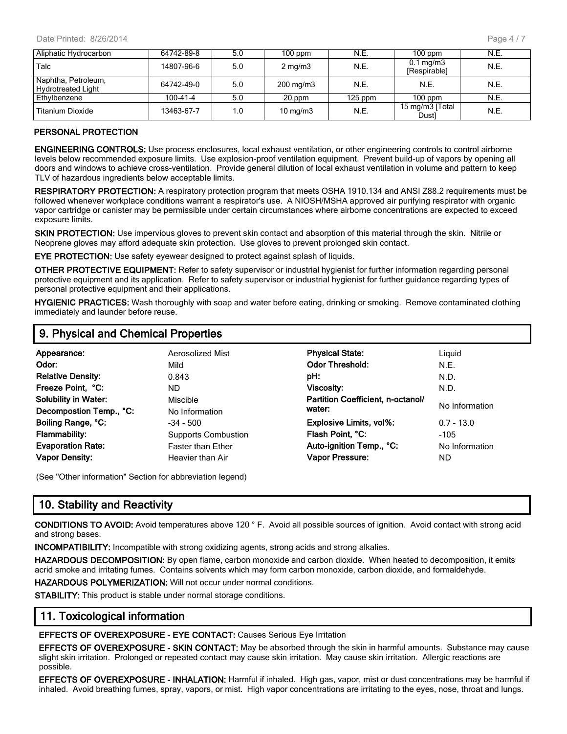| | | | | | | |
|---|---|---|---|---|---|---|
| Aliphatic Hydrocarbon | 64742-89-8 | 5.0 | 100 ppm | N.E. | 100 ppm | N.E. |
| Talc | 14807-96-6 | 5.0 | 2 mg/m3 | N.E. | 0.1 mg/m3 [Respirable] | N.E. |
| Naphtha, Petroleum, Hydrotreated Light | 64742-49-0 | 5.0 | 200 mg/m3 | N.E. | N.E. | N.E. |
| Ethylbenzene | 100-41-4 | 5.0 | 20 ppm | 125 ppm | 100 ppm | N.E. |
| Titanium Dioxide | 13463-67-7 | 1.0 | 10 mg/m3 | N.E. | 15 mg/m3 [Total Dust] | N.E. |

**PERSONAL PROTECTION**

**ENGINEERING CONTROLS:** Use process enclosures, local exhaust ventilation, or other engineering controls to control airborne levels below recommended exposure limits. Use explosion-proof ventilation equipment. Prevent build-up of vapors by opening all doors and windows to achieve cross-ventilation. Provide general dilution of local exhaust ventilation in volume and pattern to keep TLV of hazardous ingredients below acceptable limits.

**RESPIRATORY PROTECTION:** A respiratory protection program that meets OSHA 1910.134 and ANSI Z88.2 requirements must be followed whenever workplace conditions warrant a respirator's use. A NIOSH/MSHA approved air purifying respirator with organic vapor cartridge or canister may be permissible under certain circumstances where airborne concentrations are expected to exceed exposure limits.

**SKIN PROTECTION:** Use impervious gloves to prevent skin contact and absorption of this material through the skin. Nitrile or Neoprene gloves may afford adequate skin protection. Use gloves to prevent prolonged skin contact.

**EYE PROTECTION:** Use safety eyewear designed to protect against splash of liquids.

**OTHER PROTECTIVE EQUIPMENT:** Refer to safety supervisor or industrial hygienist for further information regarding personal protective equipment and its application. Refer to safety supervisor or industrial hygienist for further guidance regarding types of personal protective equipment and their applications.

**HYGIENIC PRACTICES:** Wash thoroughly with soap and water before eating, drinking or smoking. Remove contaminated clothing immediately and launder before reuse.

## 9. Physical and Chemical Properties

| | | | |
|---|---|---|---|
| **Appearance:** | Aerosolized Mist | **Physical State:** | Liquid |
| **Odor:** | Mild | **Odor Threshold:** | N.E. |
| **Relative Density:** | 0.843 | **pH:** | N.D. |
| **Freeze Point, °C:** | ND | **Viscosity:** | N.D. |
| **Solubility in Water:** | Miscible | **Partition Coefficient, n-octanol/ water:** | No Information |
| **Decompostion Temp., °C:** | No Information | | |
| **Boiling Range, °C:** | -34 - 500 | **Explosive Limits, vol%:** | 0.7 - 13.0 |
| **Flammability:** | Supports Combustion | **Flash Point, °C:** | -105 |
| **Evaporation Rate:** | Faster than Ether | **Auto-ignition Temp., °C:** | No Information |
| **Vapor Density:** | Heavier than Air | **Vapor Pressure:** | ND |

(See "Other information" Section for abbreviation legend)

## 10. Stability and Reactivity

**CONDITIONS TO AVOID:** Avoid temperatures above 120 ° F. Avoid all possible sources of ignition. Avoid contact with strong acid and strong bases.

**INCOMPATIBILITY:** Incompatible with strong oxidizing agents, strong acids and strong alkalies.

**HAZARDOUS DECOMPOSITION:** By open flame, carbon monoxide and carbon dioxide. When heated to decomposition, it emits acrid smoke and irritating fumes. Contains solvents which may form carbon monoxide, carbon dioxide, and formaldehyde.

**HAZARDOUS POLYMERIZATION:** Will not occur under normal conditions.

**STABILITY:** This product is stable under normal storage conditions.

## 11. Toxicological information

**EFFECTS OF OVEREXPOSURE - EYE CONTACT:** Causes Serious Eye Irritation

**EFFECTS OF OVEREXPOSURE - SKIN CONTACT:** May be absorbed through the skin in harmful amounts. Substance may cause slight skin irritation. Prolonged or repeated contact may cause skin irritation. May cause skin irritation. Allergic reactions are possible.

**EFFECTS OF OVEREXPOSURE - INHALATION:** Harmful if inhaled. High gas, vapor, mist or dust concentrations may be harmful if inhaled. Avoid breathing fumes, spray, vapors, or mist. High vapor concentrations are irritating to the eyes, nose, throat and lungs.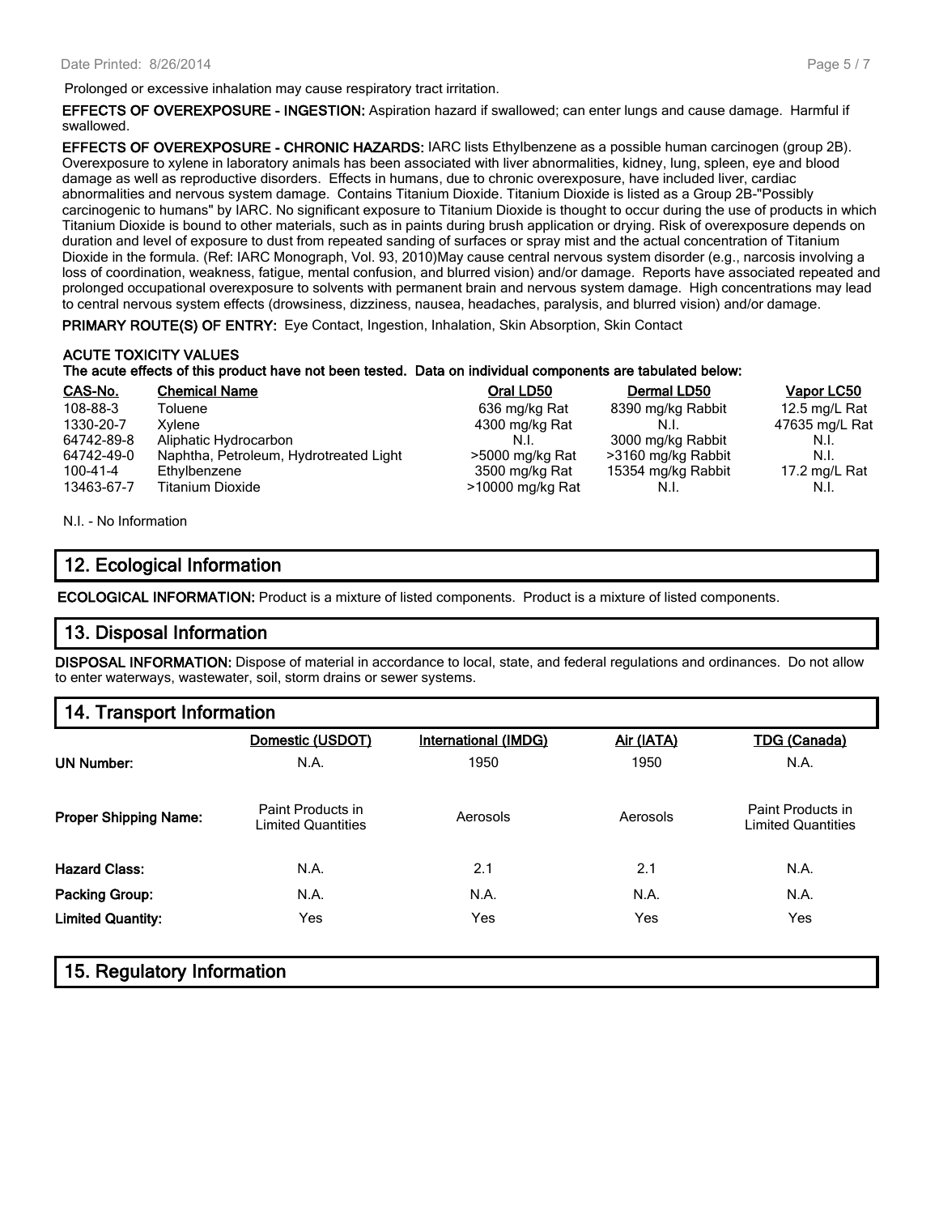Prolonged or excessive inhalation may cause respiratory tract irritation.

**EFFECTS OF OVEREXPOSURE - INGESTION:** Aspiration hazard if swallowed; can enter lungs and cause damage. Harmful if swallowed.

**EFFECTS OF OVEREXPOSURE - CHRONIC HAZARDS:** IARC lists Ethylbenzene as a possible human carcinogen (group 2B). Overexposure to xylene in laboratory animals has been associated with liver abnormalities, kidney, lung, spleen, eye and blood damage as well as reproductive disorders. Effects in humans, due to chronic overexposure, have included liver, cardiac abnormalities and nervous system damage. Contains Titanium Dioxide. Titanium Dioxide is listed as a Group 2B-"Possibly carcinogenic to humans" by IARC. No significant exposure to Titanium Dioxide is thought to occur during the use of products in which Titanium Dioxide is bound to other materials, such as in paints during brush application or drying. Risk of overexposure depends on duration and level of exposure to dust from repeated sanding of surfaces or spray mist and the actual concentration of Titanium Dioxide in the formula. (Ref: IARC Monograph, Vol. 93, 2010)May cause central nervous system disorder (e.g., narcosis involving a loss of coordination, weakness, fatigue, mental confusion, and blurred vision) and/or damage. Reports have associated repeated and prolonged occupational overexposure to solvents with permanent brain and nervous system damage. High concentrations may lead to central nervous system effects (drowsiness, dizziness, nausea, headaches, paralysis, and blurred vision) and/or damage.

**PRIMARY ROUTE(S) OF ENTRY:** Eye Contact, Ingestion, Inhalation, Skin Absorption, Skin Contact

**ACUTE TOXICITY VALUES**

**The acute effects of this product have not been tested. Data on individual components are tabulated below:**

| CAS-No. | Chemical Name | Oral LD50 | Dermal LD50 | Vapor LC50 |
|---|---|---|---|---|
| 108-88-3 | Toluene | 636 mg/kg Rat | 8390 mg/kg Rabbit | 12.5 mg/L Rat |
| 1330-20-7 | Xylene | 4300 mg/kg Rat | N.I. | 47635 mg/L Rat |
| 64742-89-8 | Aliphatic Hydrocarbon | N.I. | 3000 mg/kg Rabbit | N.I. |
| 64742-49-0 | Naphtha, Petroleum, Hydrotreated Light | >5000 mg/kg Rat | >3160 mg/kg Rabbit | N.I. |
| 100-41-4 | Ethylbenzene | 3500 mg/kg Rat | 15354 mg/kg Rabbit | 17.2 mg/L Rat |
| 13463-67-7 | Titanium Dioxide | >10000 mg/kg Rat | N.I. | N.I. |

N.I. - No Information

## 12. Ecological Information

**ECOLOGICAL INFORMATION:** Product is a mixture of listed components. Product is a mixture of listed components.

## 13. Disposal Information

**DISPOSAL INFORMATION:** Dispose of material in accordance to local, state, and federal regulations and ordinances. Do not allow to enter waterways, wastewater, soil, storm drains or sewer systems.

## 14. Transport Information

| | Domestic (USDOT) | International (IMDG) | Air (IATA) | TDG (Canada) |
|---|---|---|---|---|
| **UN Number:** | N.A. | 1950 | 1950 | N.A. |
| **Proper Shipping Name:** | Paint Products in Limited Quantities | Aerosols | Aerosols | Paint Products in Limited Quantities |
| **Hazard Class:** | N.A. | 2.1 | 2.1 | N.A. |
| **Packing Group:** | N.A. | N.A. | N.A. | N.A. |
| **Limited Quantity:** | Yes | Yes | Yes | Yes |

## 15. Regulatory Information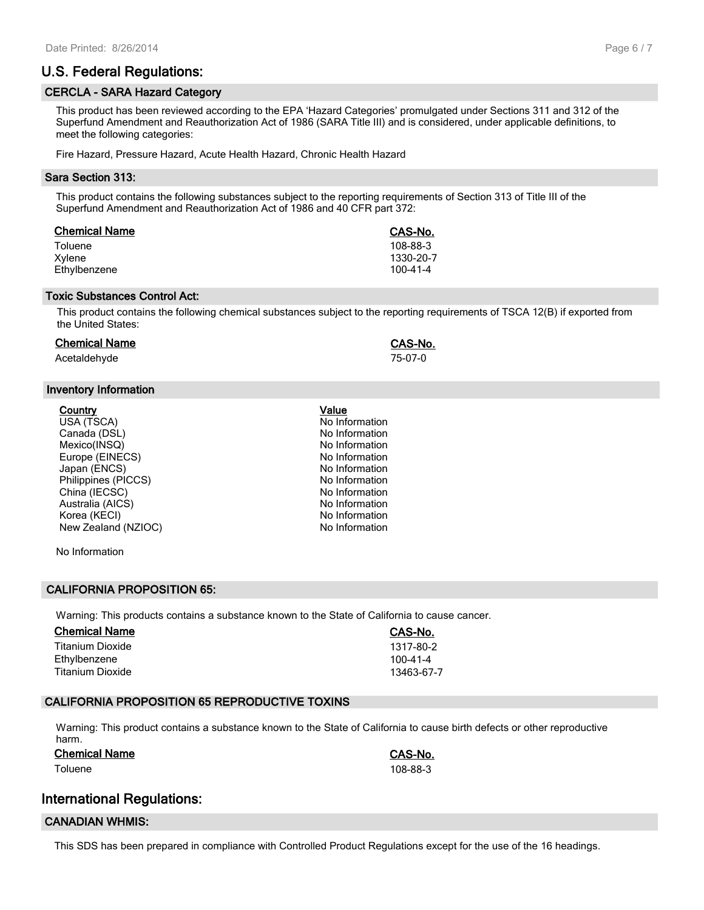## U.S. Federal Regulations:

### CERCLA - SARA Hazard Category

This product has been reviewed according to the EPA 'Hazard Categories' promulgated under Sections 311 and 312 of the Superfund Amendment and Reauthorization Act of 1986 (SARA Title III) and is considered, under applicable definitions, to meet the following categories:

Fire Hazard, Pressure Hazard, Acute Health Hazard, Chronic Health Hazard

### Sara Section 313:

This product contains the following substances subject to the reporting requirements of Section 313 of Title III of the Superfund Amendment and Reauthorization Act of 1986 and 40 CFR part 372:

| Chemical Name | CAS-No. |
|---|---|
| Toluene | 108-88-3 |
| Xylene | 1330-20-7 |
| Ethylbenzene | 100-41-4 |

### Toxic Substances Control Act:

This product contains the following chemical substances subject to the reporting requirements of TSCA 12(B) if exported from the United States:

| Chemical Name | CAS-No. |
|---|---|
| Acetaldehyde | 75-07-0 |

### Inventory Information

| Country | Value |
|---|---|
| USA (TSCA) | No Information |
| Canada (DSL) | No Information |
| Mexico(INSQ) | No Information |
| Europe (EINECS) | No Information |
| Japan (ENCS) | No Information |
| Philippines (PICCS) | No Information |
| China (IECSC) | No Information |
| Australia (AICS) | No Information |
| Korea (KECI) | No Information |
| New Zealand (NZIOC) | No Information |

No Information

### CALIFORNIA PROPOSITION 65:

Warning: This products contains a substance known to the State of California to cause cancer.

| Chemical Name | CAS-No. |
|---|---|
| Titanium Dioxide | 1317-80-2 |
| Ethylbenzene | 100-41-4 |
| Titanium Dioxide | 13463-67-7 |

### CALIFORNIA PROPOSITION 65 REPRODUCTIVE TOXINS

Warning: This product contains a substance known to the State of California to cause birth defects or other reproductive harm.

| Chemical Name | CAS-No. |
|---|---|
| Toluene | 108-88-3 |

## International Regulations:

### CANADIAN WHMIS:

This SDS has been prepared in compliance with Controlled Product Regulations except for the use of the 16 headings.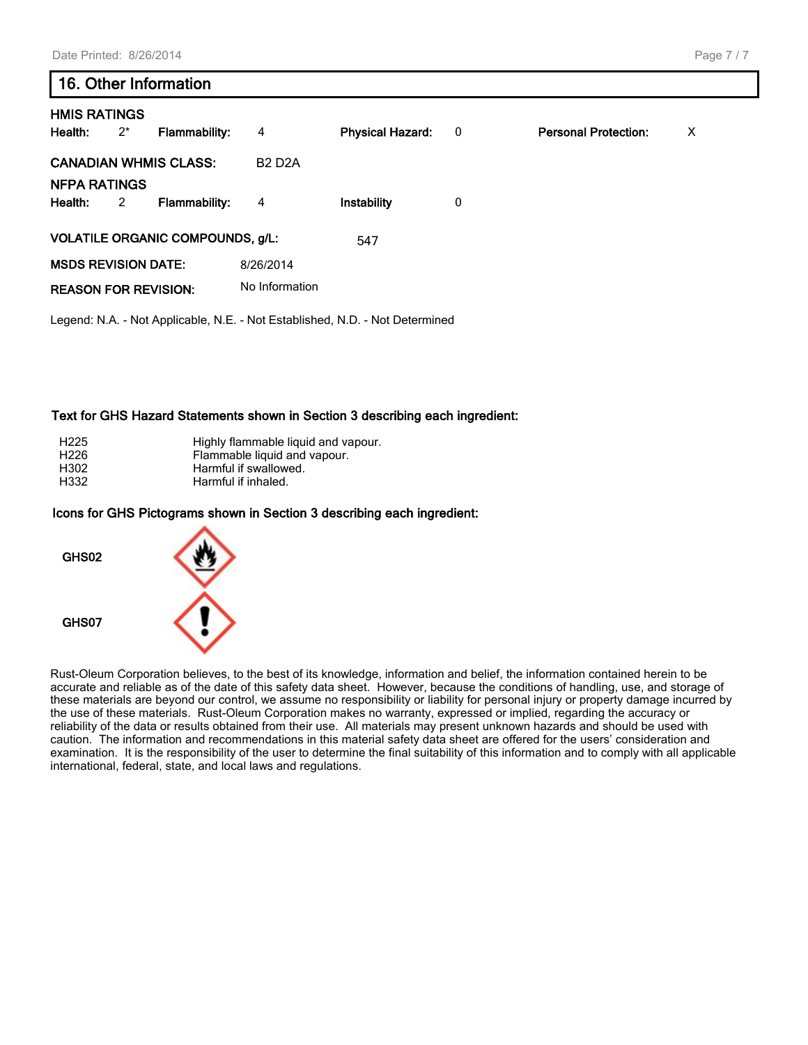## 16. Other Information

**HMIS RATINGS**

| | | | | | | | |
|---|---|---|---|---|---|---|---|
| **Health:** | 2* | **Flammability:** | 4 | **Physical Hazard:** | 0 | **Personal Protection:** | X |

**CANADIAN WHMIS CLASS:** B2 D2A

**NFPA RATINGS**

| | | | | | |
|---|---|---|---|---|---|
| **Health:** | 2 | **Flammability:** | 4 | **Instability** | 0 |

**VOLATILE ORGANIC COMPOUNDS, g/L:** 547

**MSDS REVISION DATE:** 8/26/2014

**REASON FOR REVISION:** No Information

Legend: N.A. - Not Applicable, N.E. - Not Established, N.D. - Not Determined

**Text for GHS Hazard Statements shown in Section 3 describing each ingredient:**

| | |
|---|---|
| H225 | Highly flammable liquid and vapour. |
| H226 | Flammable liquid and vapour. |
| H302 | Harmful if swallowed. |
| H332 | Harmful if inhaled. |

**Icons for GHS Pictograms shown in Section 3 describing each ingredient:**

**GHS02**

**GHS07**

Rust-Oleum Corporation believes, to the best of its knowledge, information and belief, the information contained herein to be accurate and reliable as of the date of this safety data sheet. However, because the conditions of handling, use, and storage of these materials are beyond our control, we assume no responsibility or liability for personal injury or property damage incurred by the use of these materials. Rust-Oleum Corporation makes no warranty, expressed or implied, regarding the accuracy or reliability of the data or results obtained from their use. All materials may present unknown hazards and should be used with caution. The information and recommendations in this material safety data sheet are offered for the users' consideration and examination. It is the responsibility of the user to determine the final suitability of this information and to comply with all applicable international, federal, state, and local laws and regulations.